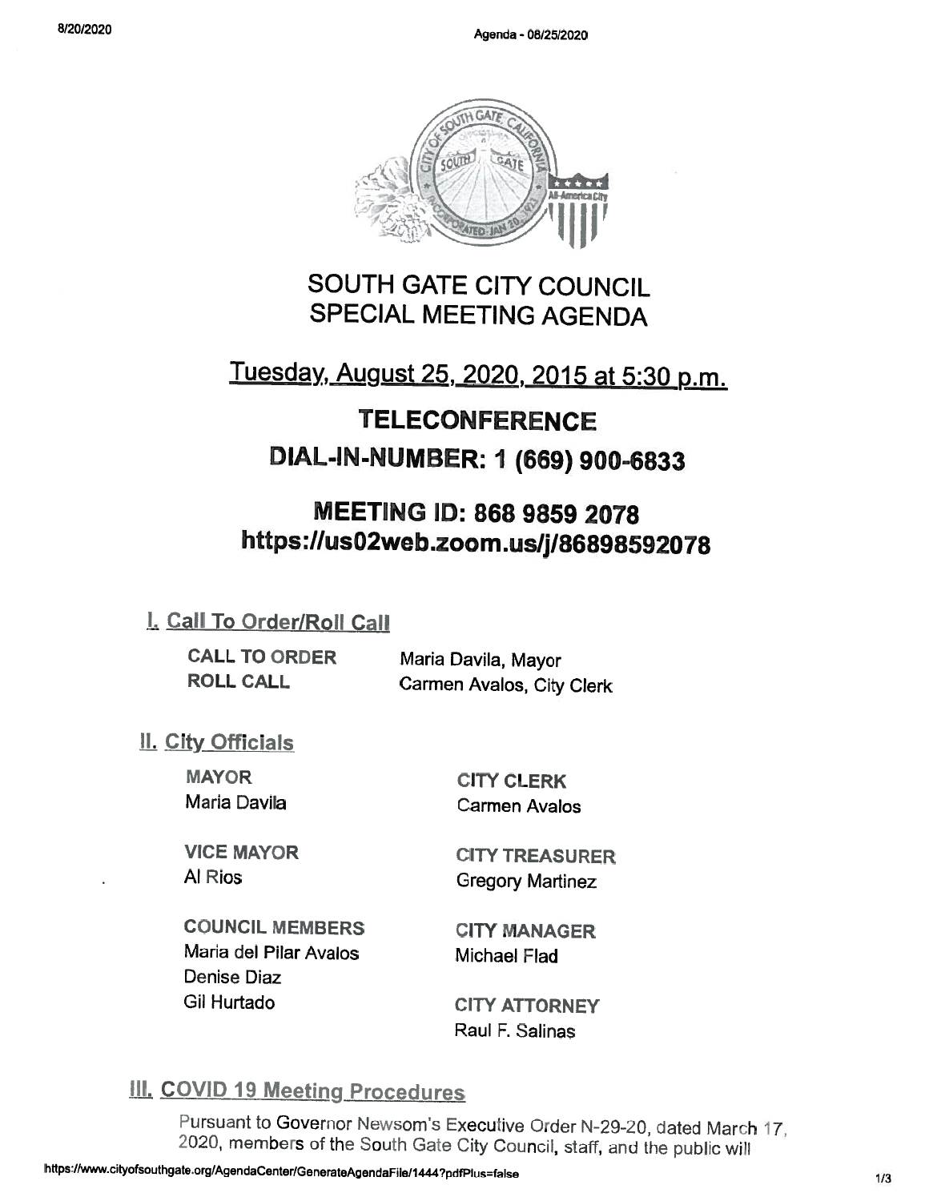# SOUTH GATE CITY COUNCIL
# SPECIAL MEETING AGENDA

## Tuesday, August 25, 2020, 2015 at 5:30 p.m.

## TELECONFERENCE

## DIAL-IN-NUMBER: 1 (669) 900-6833

## MEETING ID: 868 9859 2078
## https://us02web.zoom.us/j/86898592078

### I. Call To Order/Roll Call

**CALL TO ORDER** Maria Davila, Mayor

**ROLL CALL** Carmen Avalos, City Clerk

### II. City Officials

**MAYOR**
Maria Davila

**VICE MAYOR**
Al Rios

**COUNCIL MEMBERS**
Maria del Pilar Avalos
Denise Diaz
Gil Hurtado

**CITY CLERK**
Carmen Avalos

**CITY TREASURER**
Gregory Martinez

**CITY MANAGER**
Michael Flad

**CITY ATTORNEY**
Raul F. Salinas

### III. COVID 19 Meeting Procedures

Pursuant to Governor Newsom's Executive Order N-29-20, dated March 17, 2020, members of the South Gate City Council, staff, and the public will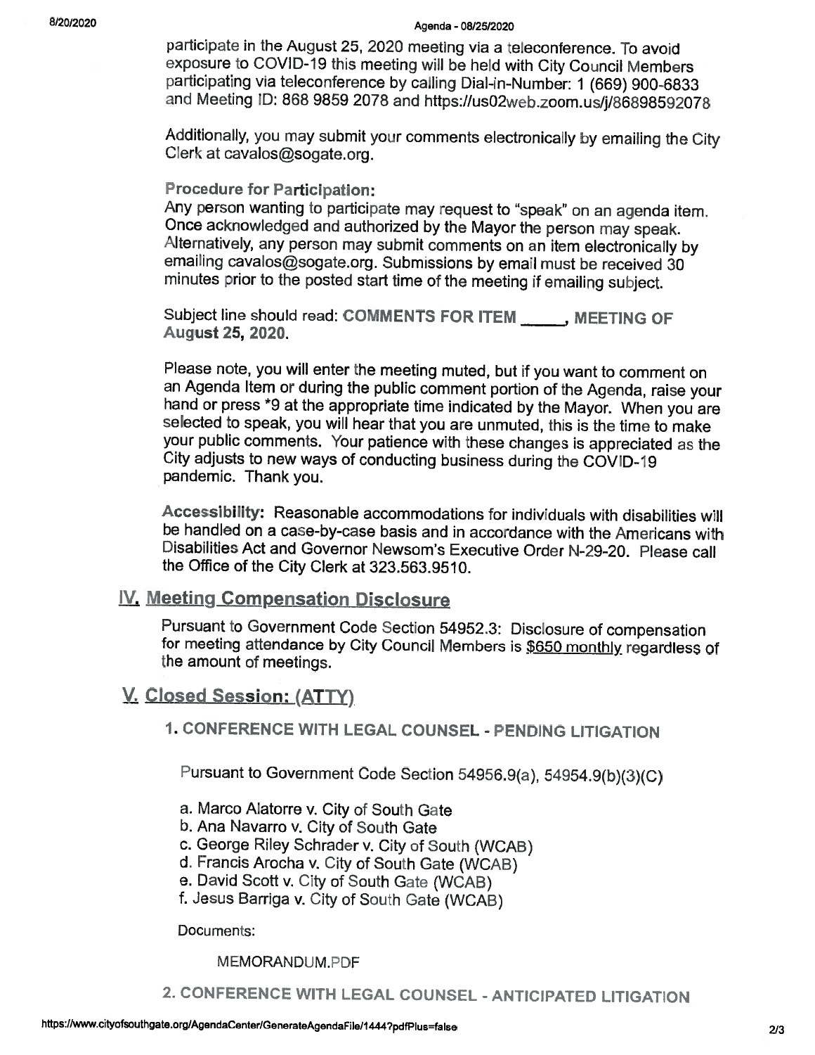participate in the August 25, 2020 meeting via a teleconference. To avoid exposure to COVID-19 this meeting will be held with City Council Members participating via teleconference by calling Dial-in-Number: 1 (669) 900-6833 and Meeting ID: 868 9859 2078 and https://us02web.zoom.us/j/86898592078

Additionally, you may submit your comments electronically by emailing the City Clerk at cavalos@sogate.org.

**Procedure for Participation:**
Any person wanting to participate may request to "speak" on an agenda item. Once acknowledged and authorized by the Mayor the person may speak. Alternatively, any person may submit comments on an item electronically by emailing cavalos@sogate.org. Submissions by email must be received 30 minutes prior to the posted start time of the meeting if emailing subject.

Subject line should read: **COMMENTS FOR ITEM _____, MEETING OF August 25, 2020.**

Please note, you will enter the meeting muted, but if you want to comment on an Agenda Item or during the public comment portion of the Agenda, raise your hand or press *9 at the appropriate time indicated by the Mayor. When you are selected to speak, you will hear that you are unmuted, this is the time to make your public comments. Your patience with these changes is appreciated as the City adjusts to new ways of conducting business during the COVID-19 pandemic. Thank you.

**Accessibility:** Reasonable accommodations for individuals with disabilities will be handled on a case-by-case basis and in accordance with the Americans with Disabilities Act and Governor Newsom's Executive Order N-29-20. Please call the Office of the City Clerk at 323.563.9510.

## IV. Meeting Compensation Disclosure

Pursuant to Government Code Section 54952.3: Disclosure of compensation for meeting attendance by City Council Members is $650 monthly regardless of the amount of meetings.

## V. Closed Session: (ATTY)

### 1. CONFERENCE WITH LEGAL COUNSEL - PENDING LITIGATION

Pursuant to Government Code Section 54956.9(a), 54954.9(b)(3)(C)

a. Marco Alatorre v. City of South Gate
b. Ana Navarro v. City of South Gate
c. George Riley Schrader v. City of South (WCAB)
d. Francis Arocha v. City of South Gate (WCAB)
e. David Scott v. City of South Gate (WCAB)
f. Jesus Barriga v. City of South Gate (WCAB)

Documents:

MEMORANDUM.PDF

### 2. CONFERENCE WITH LEGAL COUNSEL - ANTICIPATED LITIGATION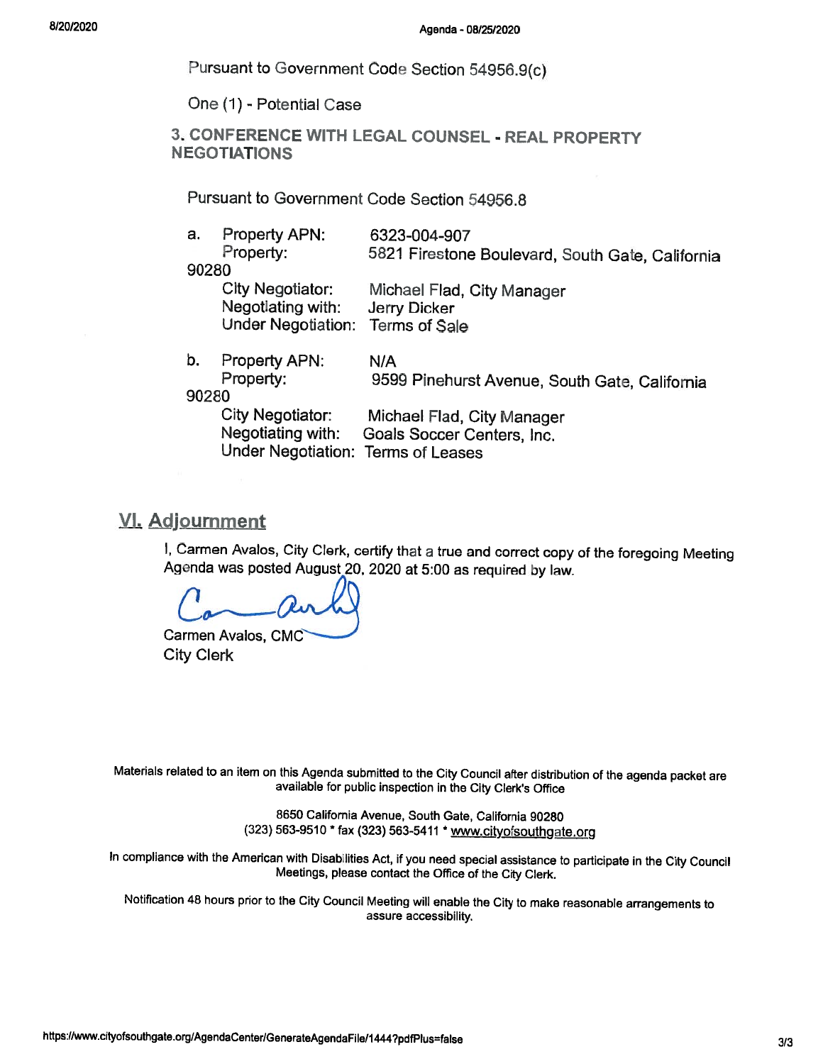Pursuant to Government Code Section 54956.9(c)

One (1) - Potential Case

### 3. CONFERENCE WITH LEGAL COUNSEL - REAL PROPERTY NEGOTIATIONS

Pursuant to Government Code Section 54956.8

a. Property APN: 6323-004-907
   Property: 5821 Firestone Boulevard, South Gate, California 90280
   City Negotiator: Michael Flad, City Manager
   Negotiating with: Jerry Dicker
   Under Negotiation: Terms of Sale

b. Property APN: N/A
   Property: 9599 Pinehurst Avenue, South Gate, California 90280
   City Negotiator: Michael Flad, City Manager
   Negotiating with: Goals Soccer Centers, Inc.
   Under Negotiation: Terms of Leases

## VI. Adjournment

I, Carmen Avalos, City Clerk, certify that a true and correct copy of the foregoing Meeting Agenda was posted August 20, 2020 at 5:00 as required by law.

Carmen Avalos, CMC
City Clerk

Materials related to an item on this Agenda submitted to the City Council after distribution of the agenda packet are available for public inspection in the City Clerk's Office

8650 California Avenue, South Gate, California 90280
(323) 563-9510 * fax (323) 563-5411 * www.cityofsouthgate.org

In compliance with the American with Disabilities Act, if you need special assistance to participate in the City Council Meetings, please contact the Office of the City Clerk.

Notification 48 hours prior to the City Council Meeting will enable the City to make reasonable arrangements to assure accessibility.